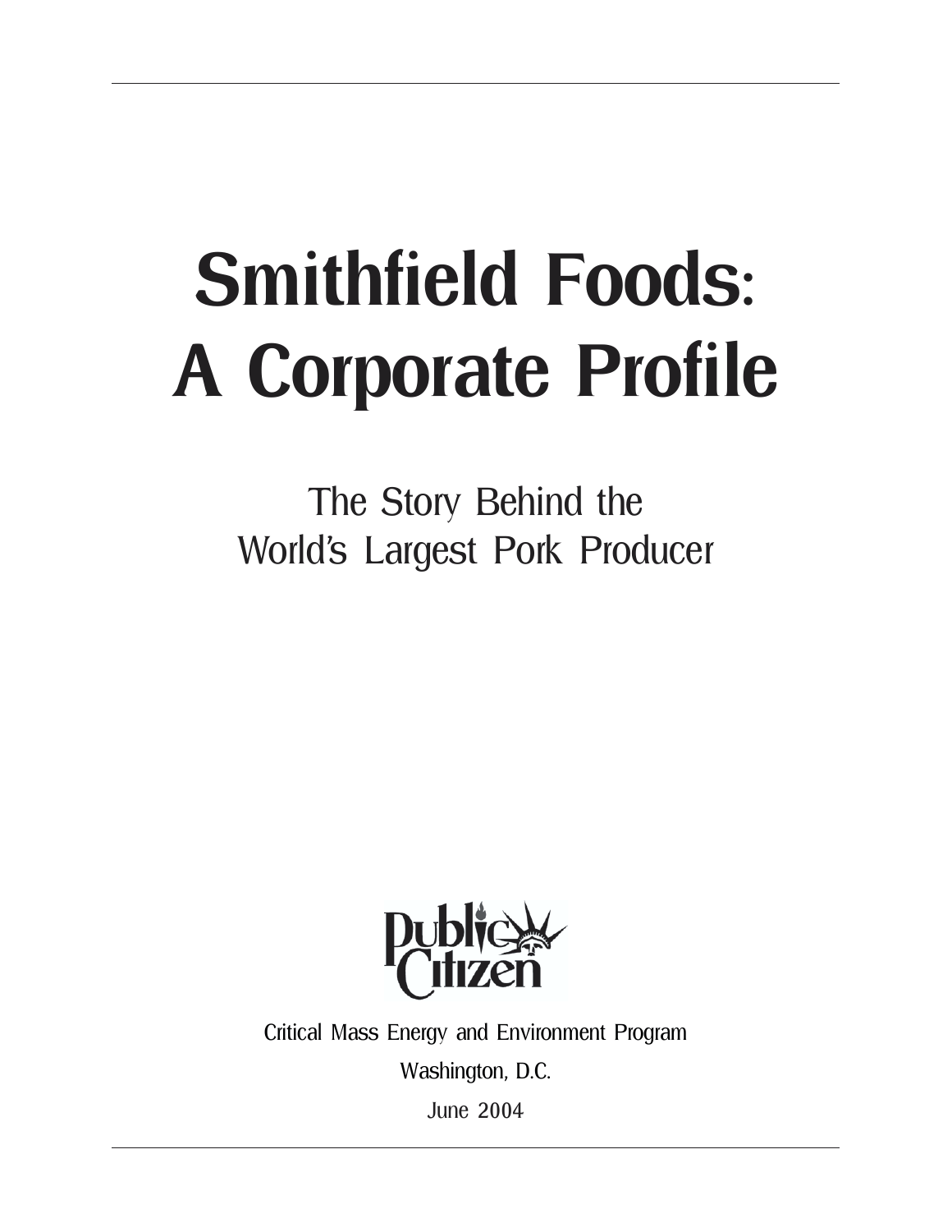# Smithfield Foods: A Corporate Profile

## The Story Behind the World's Largest Pork Producer

Public Citizen

Critical Mass Energy and Environment Program

Washington, D.C.

June 2004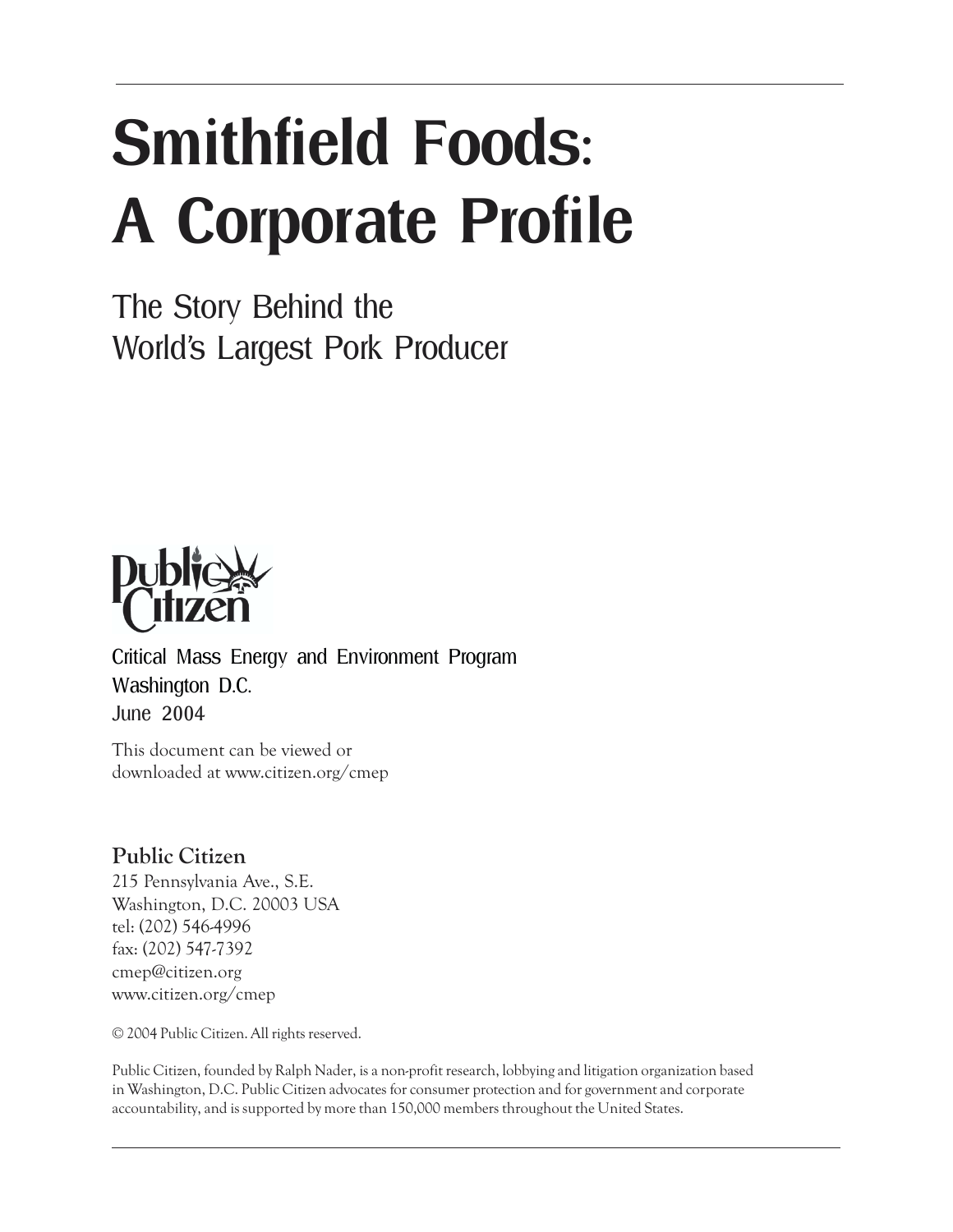# Smithfield Foods: A Corporate Profile

## The Story Behind the World's Largest Pork Producer

Public Citizen

Critical Mass Energy and Environment Program
Washington D.C.
June 2004

This document can be viewed or downloaded at www.citizen.org/cmep

**Public Citizen**
215 Pennsylvania Ave., S.E.
Washington, D.C. 20003 USA
tel: (202) 546-4996
fax: (202) 547-7392
cmep@citizen.org
www.citizen.org/cmep

© 2004 Public Citizen. All rights reserved.

Public Citizen, founded by Ralph Nader, is a non-profit research, lobbying and litigation organization based in Washington, D.C. Public Citizen advocates for consumer protection and for government and corporate accountability, and is supported by more than 150,000 members throughout the United States.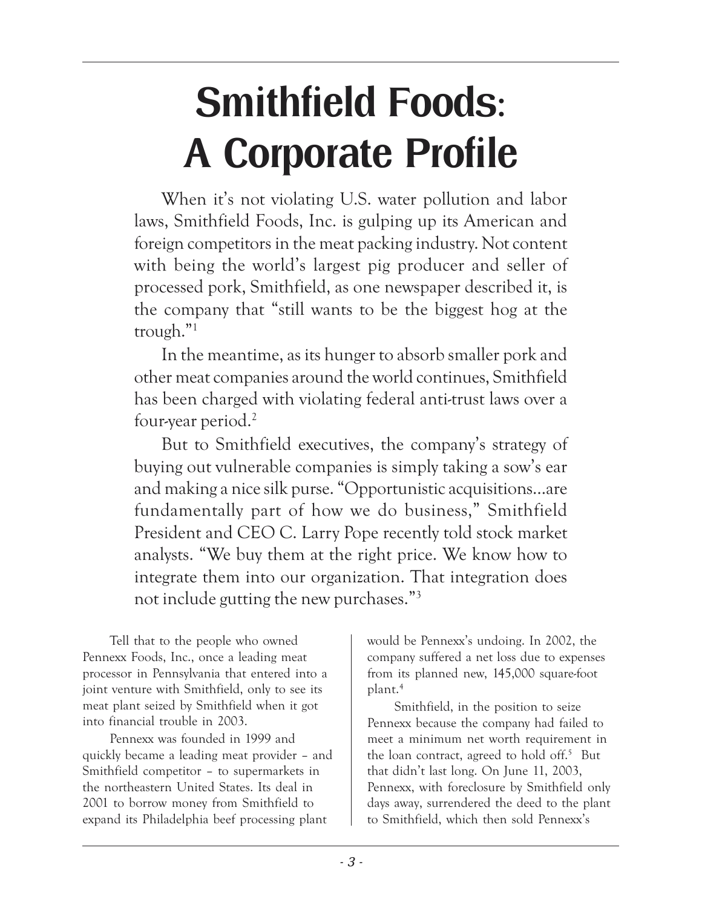# Smithfield Foods: A Corporate Profile

When it's not violating U.S. water pollution and labor laws, Smithfield Foods, Inc. is gulping up its American and foreign competitors in the meat packing industry. Not content with being the world's largest pig producer and seller of processed pork, Smithfield, as one newspaper described it, is the company that "still wants to be the biggest hog at the trough."[1]

In the meantime, as its hunger to absorb smaller pork and other meat companies around the world continues, Smithfield has been charged with violating federal anti-trust laws over a four-year period.[2]

But to Smithfield executives, the company's strategy of buying out vulnerable companies is simply taking a sow's ear and making a nice silk purse. "Opportunistic acquisitions...are fundamentally part of how we do business," Smithfield President and CEO C. Larry Pope recently told stock market analysts. "We buy them at the right price. We know how to integrate them into our organization. That integration does not include gutting the new purchases."[3]

Tell that to the people who owned Pennexx Foods, Inc., once a leading meat processor in Pennsylvania that entered into a joint venture with Smithfield, only to see its meat plant seized by Smithfield when it got into financial trouble in 2003.

Pennexx was founded in 1999 and quickly became a leading meat provider – and Smithfield competitor – to supermarkets in the northeastern United States. Its deal in 2001 to borrow money from Smithfield to expand its Philadelphia beef processing plant would be Pennexx's undoing. In 2002, the company suffered a net loss due to expenses from its planned new, 145,000 square-foot plant.[4]

Smithfield, in the position to seize Pennexx because the company had failed to meet a minimum net worth requirement in the loan contract, agreed to hold off.[5] But that didn't last long. On June 11, 2003, Pennexx, with foreclosure by Smithfield only days away, surrendered the deed to the plant to Smithfield, which then sold Pennexx's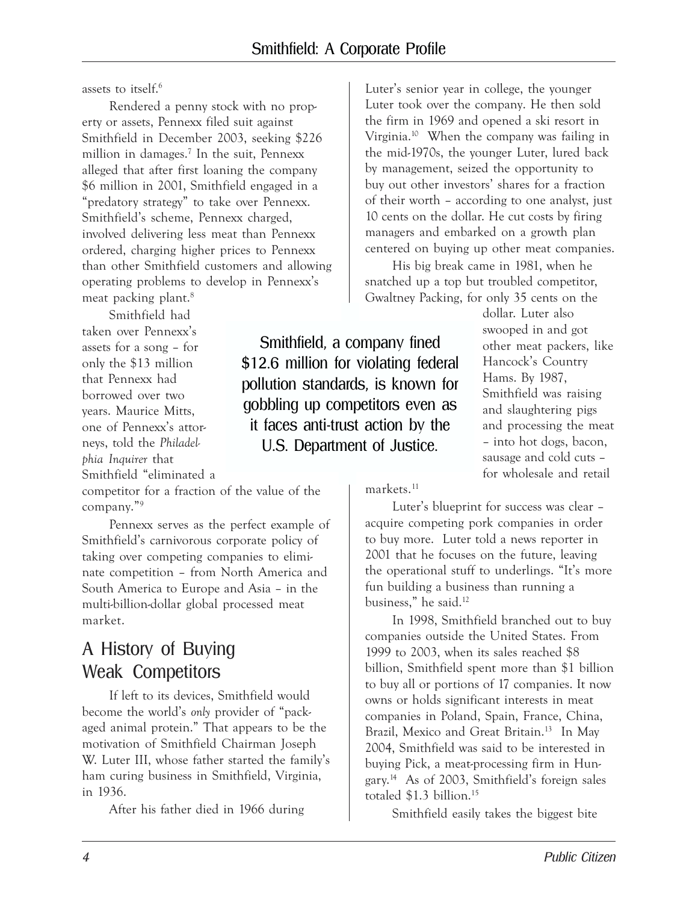assets to itself.[6]

Rendered a penny stock with no property or assets, Pennexx filed suit against Smithfield in December 2003, seeking $226 million in damages.[7] In the suit, Pennexx alleged that after first loaning the company $6 million in 2001, Smithfield engaged in a "predatory strategy" to take over Pennexx. Smithfield's scheme, Pennexx charged, involved delivering less meat than Pennexx ordered, charging higher prices to Pennexx than other Smithfield customers and allowing operating problems to develop in Pennexx's meat packing plant.[8]

Smithfield had taken over Pennexx's assets for a song – for only the $13 million that Pennexx had borrowed over two years. Maurice Mitts, one of Pennexx's attorneys, told the *Philadelphia Inquirer* that Smithfield "eliminated a competitor for a fraction of the value of the company."[9]

Pennexx serves as the perfect example of Smithfield's carnivorous corporate policy of taking over competing companies to eliminate competition – from North America and South America to Europe and Asia – in the multi-billion-dollar global processed meat market.

> Smithfield, a company fined $12.6 million for violating federal pollution standards, is known for gobbling up competitors even as it faces anti-trust action by the U.S. Department of Justice.

## A History of Buying Weak Competitors

If left to its devices, Smithfield would become the world's *only* provider of "packaged animal protein." That appears to be the motivation of Smithfield Chairman Joseph W. Luter III, whose father started the family's ham curing business in Smithfield, Virginia, in 1936.

After his father died in 1966 during Luter's senior year in college, the younger Luter took over the company. He then sold the firm in 1969 and opened a ski resort in Virginia.[10] When the company was failing in the mid-1970s, the younger Luter, lured back by management, seized the opportunity to buy out other investors' shares for a fraction of their worth – according to one analyst, just 10 cents on the dollar. He cut costs by firing managers and embarked on a growth plan centered on buying up other meat companies.

His big break came in 1981, when he snatched up a top but troubled competitor, Gwaltney Packing, for only 35 cents on the dollar. Luter also swooped in and got other meat packers, like Hancock's Country Hams. By 1987, Smithfield was raising and slaughtering pigs and processing the meat – into hot dogs, bacon, sausage and cold cuts – for wholesale and retail markets.[11]

Luter's blueprint for success was clear – acquire competing pork companies in order to buy more. Luter told a news reporter in 2001 that he focuses on the future, leaving the operational stuff to underlings. "It's more fun building a business than running a business," he said.[12]

In 1998, Smithfield branched out to buy companies outside the United States. From 1999 to 2003, when its sales reached $8 billion, Smithfield spent more than $1 billion to buy all or portions of 17 companies. It now owns or holds significant interests in meat companies in Poland, Spain, France, China, Brazil, Mexico and Great Britain.[13] In May 2004, Smithfield was said to be interested in buying Pick, a meat-processing firm in Hungary.[14] As of 2003, Smithfield's foreign sales totaled $1.3 billion.[15]

Smithfield easily takes the biggest bite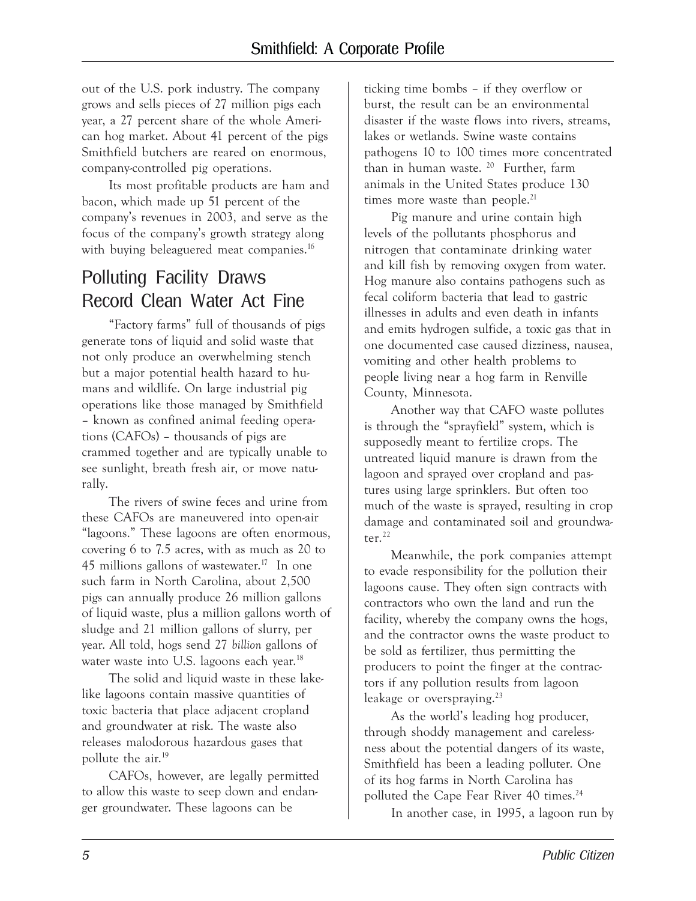out of the U.S. pork industry. The company grows and sells pieces of 27 million pigs each year, a 27 percent share of the whole American hog market. About 41 percent of the pigs Smithfield butchers are reared on enormous, company-controlled pig operations.

Its most profitable products are ham and bacon, which made up 51 percent of the company's revenues in 2003, and serve as the focus of the company's growth strategy along with buying beleaguered meat companies.[16]

## Polluting Facility Draws Record Clean Water Act Fine

"Factory farms" full of thousands of pigs generate tons of liquid and solid waste that not only produce an overwhelming stench but a major potential health hazard to humans and wildlife. On large industrial pig operations like those managed by Smithfield – known as confined animal feeding operations (CAFOs) – thousands of pigs are crammed together and are typically unable to see sunlight, breath fresh air, or move naturally.

The rivers of swine feces and urine from these CAFOs are maneuvered into open-air "lagoons." These lagoons are often enormous, covering 6 to 7.5 acres, with as much as 20 to 45 millions gallons of wastewater.[17] In one such farm in North Carolina, about 2,500 pigs can annually produce 26 million gallons of liquid waste, plus a million gallons worth of sludge and 21 million gallons of slurry, per year. All told, hogs send 27 *billion* gallons of water waste into U.S. lagoons each year.[18]

The solid and liquid waste in these lake-like lagoons contain massive quantities of toxic bacteria that place adjacent cropland and groundwater at risk. The waste also releases malodorous hazardous gases that pollute the air.[19]

CAFOs, however, are legally permitted to allow this waste to seep down and endanger groundwater. These lagoons can be ticking time bombs – if they overflow or burst, the result can be an environmental disaster if the waste flows into rivers, streams, lakes or wetlands. Swine waste contains pathogens 10 to 100 times more concentrated than in human waste.[20] Further, farm animals in the United States produce 130 times more waste than people.[21]

Pig manure and urine contain high levels of the pollutants phosphorus and nitrogen that contaminate drinking water and kill fish by removing oxygen from water. Hog manure also contains pathogens such as fecal coliform bacteria that lead to gastric illnesses in adults and even death in infants and emits hydrogen sulfide, a toxic gas that in one documented case caused dizziness, nausea, vomiting and other health problems to people living near a hog farm in Renville County, Minnesota.

Another way that CAFO waste pollutes is through the "sprayfield" system, which is supposedly meant to fertilize crops. The untreated liquid manure is drawn from the lagoon and sprayed over cropland and pastures using large sprinklers. But often too much of the waste is sprayed, resulting in crop damage and contaminated soil and groundwater.[22]

Meanwhile, the pork companies attempt to evade responsibility for the pollution their lagoons cause. They often sign contracts with contractors who own the land and run the facility, whereby the company owns the hogs, and the contractor owns the waste product to be sold as fertilizer, thus permitting the producers to point the finger at the contractors if any pollution results from lagoon leakage or overspraying.[23]

As the world's leading hog producer, through shoddy management and carelessness about the potential dangers of its waste, Smithfield has been a leading polluter. One of its hog farms in North Carolina has polluted the Cape Fear River 40 times.[24]

In another case, in 1995, a lagoon run by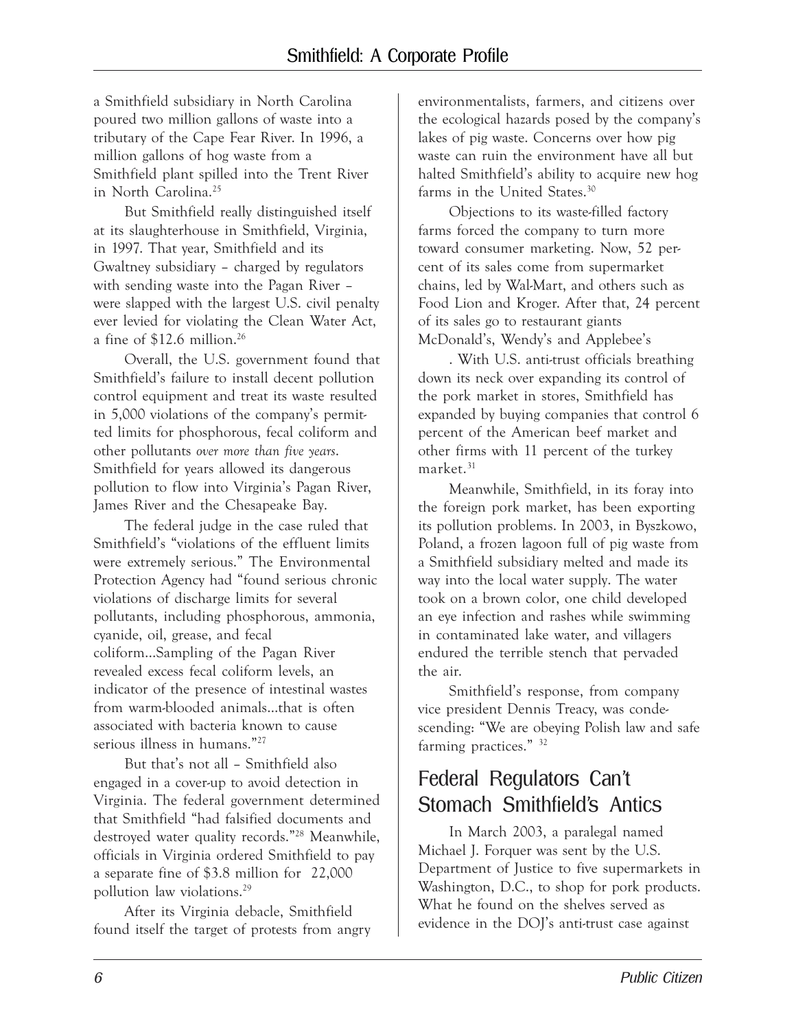a Smithfield subsidiary in North Carolina poured two million gallons of waste into a tributary of the Cape Fear River. In 1996, a million gallons of hog waste from a Smithfield plant spilled into the Trent River in North Carolina.[25]

But Smithfield really distinguished itself at its slaughterhouse in Smithfield, Virginia, in 1997. That year, Smithfield and its Gwaltney subsidiary – charged by regulators with sending waste into the Pagan River – were slapped with the largest U.S. civil penalty ever levied for violating the Clean Water Act, a fine of $12.6 million.[26]

Overall, the U.S. government found that Smithfield's failure to install decent pollution control equipment and treat its waste resulted in 5,000 violations of the company's permitted limits for phosphorous, fecal coliform and other pollutants *over more than five years*. Smithfield for years allowed its dangerous pollution to flow into Virginia's Pagan River, James River and the Chesapeake Bay.

The federal judge in the case ruled that Smithfield's "violations of the effluent limits were extremely serious." The Environmental Protection Agency had "found serious chronic violations of discharge limits for several pollutants, including phosphorous, ammonia, cyanide, oil, grease, and fecal coliform...Sampling of the Pagan River revealed excess fecal coliform levels, an indicator of the presence of intestinal wastes from warm-blooded animals...that is often associated with bacteria known to cause serious illness in humans."[27]

But that's not all – Smithfield also engaged in a cover-up to avoid detection in Virginia. The federal government determined that Smithfield "had falsified documents and destroyed water quality records."[28] Meanwhile, officials in Virginia ordered Smithfield to pay a separate fine of $3.8 million for 22,000 pollution law violations.[29]

After its Virginia debacle, Smithfield found itself the target of protests from angry environmentalists, farmers, and citizens over the ecological hazards posed by the company's lakes of pig waste. Concerns over how pig waste can ruin the environment have all but halted Smithfield's ability to acquire new hog farms in the United States.[30]

Objections to its waste-filled factory farms forced the company to turn more toward consumer marketing. Now, 52 percent of its sales come from supermarket chains, led by Wal-Mart, and others such as Food Lion and Kroger. After that, 24 percent of its sales go to restaurant giants McDonald's, Wendy's and Applebee's

. With U.S. anti-trust officials breathing down its neck over expanding its control of the pork market in stores, Smithfield has expanded by buying companies that control 6 percent of the American beef market and other firms with 11 percent of the turkey market.[31]

Meanwhile, Smithfield, in its foray into the foreign pork market, has been exporting its pollution problems. In 2003, in Byszkowo, Poland, a frozen lagoon full of pig waste from a Smithfield subsidiary melted and made its way into the local water supply. The water took on a brown color, one child developed an eye infection and rashes while swimming in contaminated lake water, and villagers endured the terrible stench that pervaded the air.

Smithfield's response, from company vice president Dennis Treacy, was condescending: "We are obeying Polish law and safe farming practices." [32]

## Federal Regulators Can't Stomach Smithfield's Antics

In March 2003, a paralegal named Michael J. Forquer was sent by the U.S. Department of Justice to five supermarkets in Washington, D.C., to shop for pork products. What he found on the shelves served as evidence in the DOJ's anti-trust case against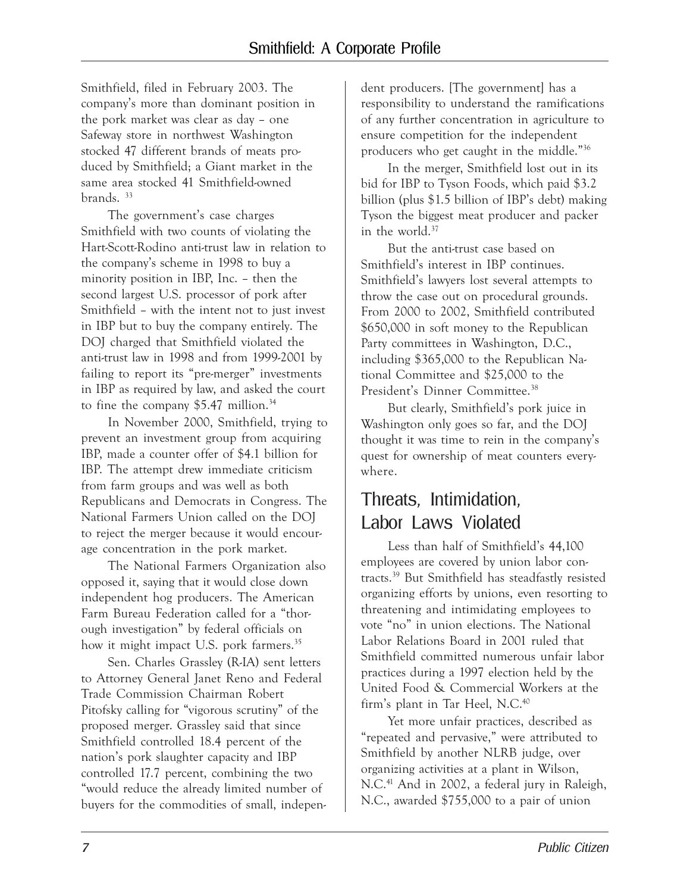Smithfield, filed in February 2003. The company's more than dominant position in the pork market was clear as day – one Safeway store in northwest Washington stocked 47 different brands of meats produced by Smithfield; a Giant market in the same area stocked 41 Smithfield-owned brands. [33]

The government's case charges Smithfield with two counts of violating the Hart-Scott-Rodino anti-trust law in relation to the company's scheme in 1998 to buy a minority position in IBP, Inc. – then the second largest U.S. processor of pork after Smithfield – with the intent not to just invest in IBP but to buy the company entirely. The DOJ charged that Smithfield violated the anti-trust law in 1998 and from 1999-2001 by failing to report its "pre-merger" investments in IBP as required by law, and asked the court to fine the company $5.47 million.[34]

In November 2000, Smithfield, trying to prevent an investment group from acquiring IBP, made a counter offer of $4.1 billion for IBP. The attempt drew immediate criticism from farm groups and was well as both Republicans and Democrats in Congress. The National Farmers Union called on the DOJ to reject the merger because it would encourage concentration in the pork market.

The National Farmers Organization also opposed it, saying that it would close down independent hog producers. The American Farm Bureau Federation called for a "thorough investigation" by federal officials on how it might impact U.S. pork farmers.[35]

Sen. Charles Grassley (R-IA) sent letters to Attorney General Janet Reno and Federal Trade Commission Chairman Robert Pitofsky calling for "vigorous scrutiny" of the proposed merger. Grassley said that since Smithfield controlled 18.4 percent of the nation's pork slaughter capacity and IBP controlled 17.7 percent, combining the two "would reduce the already limited number of buyers for the commodities of small, independent producers. [The government] has a responsibility to understand the ramifications of any further concentration in agriculture to ensure competition for the independent producers who get caught in the middle."[36]

In the merger, Smithfield lost out in its bid for IBP to Tyson Foods, which paid $3.2 billion (plus $1.5 billion of IBP's debt) making Tyson the biggest meat producer and packer in the world.[37]

But the anti-trust case based on Smithfield's interest in IBP continues. Smithfield's lawyers lost several attempts to throw the case out on procedural grounds. From 2000 to 2002, Smithfield contributed $650,000 in soft money to the Republican Party committees in Washington, D.C., including $365,000 to the Republican National Committee and $25,000 to the President's Dinner Committee.[38]

But clearly, Smithfield's pork juice in Washington only goes so far, and the DOJ thought it was time to rein in the company's quest for ownership of meat counters everywhere.

## Threats, Intimidation, Labor Laws Violated

Less than half of Smithfield's 44,100 employees are covered by union labor contracts.[39] But Smithfield has steadfastly resisted organizing efforts by unions, even resorting to threatening and intimidating employees to vote "no" in union elections. The National Labor Relations Board in 2001 ruled that Smithfield committed numerous unfair labor practices during a 1997 election held by the United Food & Commercial Workers at the firm's plant in Tar Heel, N.C.[40]

Yet more unfair practices, described as "repeated and pervasive," were attributed to Smithfield by another NLRB judge, over organizing activities at a plant in Wilson, N.C.[41] And in 2002, a federal jury in Raleigh, N.C., awarded $755,000 to a pair of union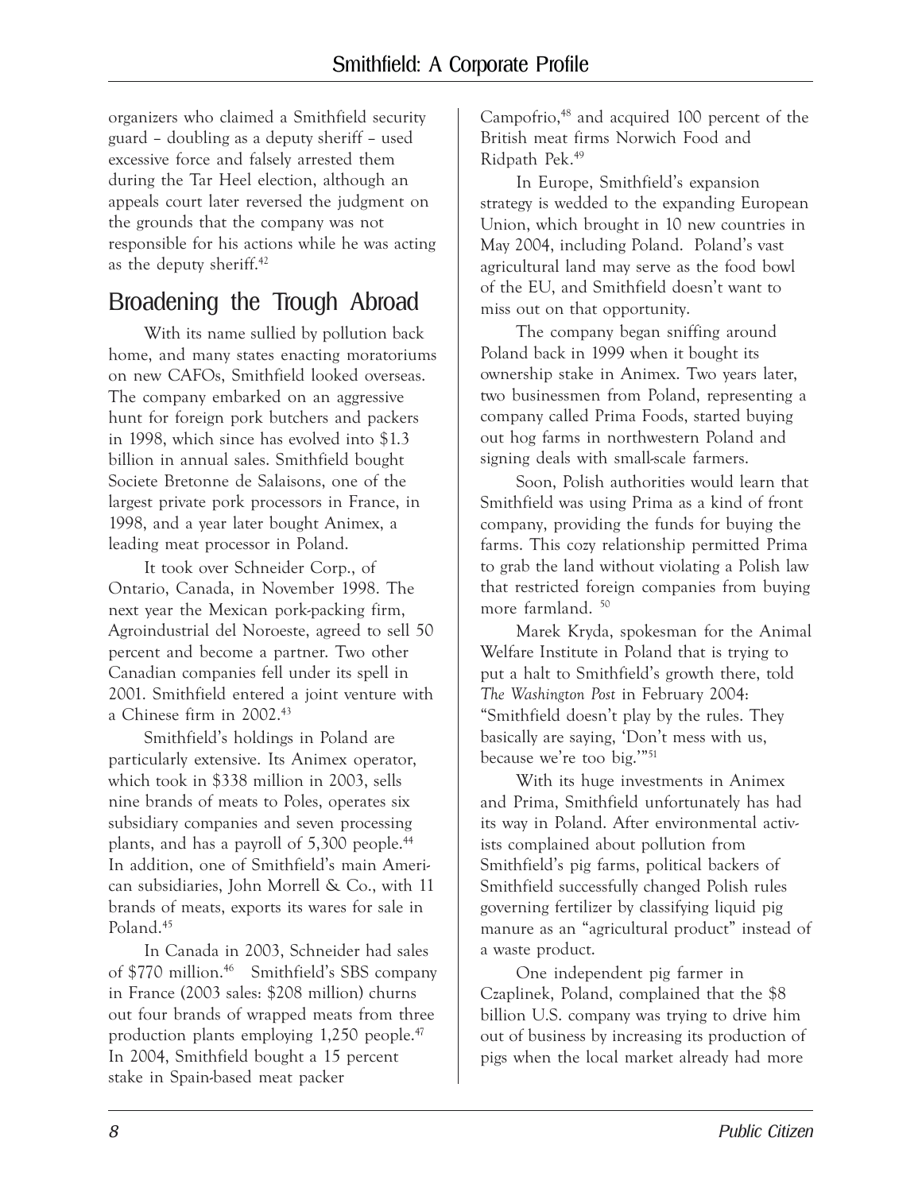organizers who claimed a Smithfield security guard – doubling as a deputy sheriff – used excessive force and falsely arrested them during the Tar Heel election, although an appeals court later reversed the judgment on the grounds that the company was not responsible for his actions while he was acting as the deputy sheriff.[42]

## Broadening the Trough Abroad

With its name sullied by pollution back home, and many states enacting moratoriums on new CAFOs, Smithfield looked overseas. The company embarked on an aggressive hunt for foreign pork butchers and packers in 1998, which since has evolved into $1.3 billion in annual sales. Smithfield bought Societe Bretonne de Salaisons, one of the largest private pork processors in France, in 1998, and a year later bought Animex, a leading meat processor in Poland.

It took over Schneider Corp., of Ontario, Canada, in November 1998. The next year the Mexican pork-packing firm, Agroindustrial del Noroeste, agreed to sell 50 percent and become a partner. Two other Canadian companies fell under its spell in 2001. Smithfield entered a joint venture with a Chinese firm in 2002.[43]

Smithfield's holdings in Poland are particularly extensive. Its Animex operator, which took in $338 million in 2003, sells nine brands of meats to Poles, operates six subsidiary companies and seven processing plants, and has a payroll of 5,300 people.[44] In addition, one of Smithfield's main American subsidiaries, John Morrell & Co., with 11 brands of meats, exports its wares for sale in Poland.[45]

In Canada in 2003, Schneider had sales of $770 million.[46] Smithfield's SBS company in France (2003 sales: $208 million) churns out four brands of wrapped meats from three production plants employing 1,250 people.[47] In 2004, Smithfield bought a 15 percent stake in Spain-based meat packer Campofrio,[48] and acquired 100 percent of the British meat firms Norwich Food and Ridpath Pek.[49]

In Europe, Smithfield's expansion strategy is wedded to the expanding European Union, which brought in 10 new countries in May 2004, including Poland. Poland's vast agricultural land may serve as the food bowl of the EU, and Smithfield doesn't want to miss out on that opportunity.

The company began sniffing around Poland back in 1999 when it bought its ownership stake in Animex. Two years later, two businessmen from Poland, representing a company called Prima Foods, started buying out hog farms in northwestern Poland and signing deals with small-scale farmers.

Soon, Polish authorities would learn that Smithfield was using Prima as a kind of front company, providing the funds for buying the farms. This cozy relationship permitted Prima to grab the land without violating a Polish law that restricted foreign companies from buying more farmland. [50]

Marek Kryda, spokesman for the Animal Welfare Institute in Poland that is trying to put a halt to Smithfield's growth there, told *The Washington Post* in February 2004: "Smithfield doesn't play by the rules. They basically are saying, 'Don't mess with us, because we're too big.'"[51]

With its huge investments in Animex and Prima, Smithfield unfortunately has had its way in Poland. After environmental activists complained about pollution from Smithfield's pig farms, political backers of Smithfield successfully changed Polish rules governing fertilizer by classifying liquid pig manure as an "agricultural product" instead of a waste product.

One independent pig farmer in Czaplinek, Poland, complained that the $8 billion U.S. company was trying to drive him out of business by increasing its production of pigs when the local market already had more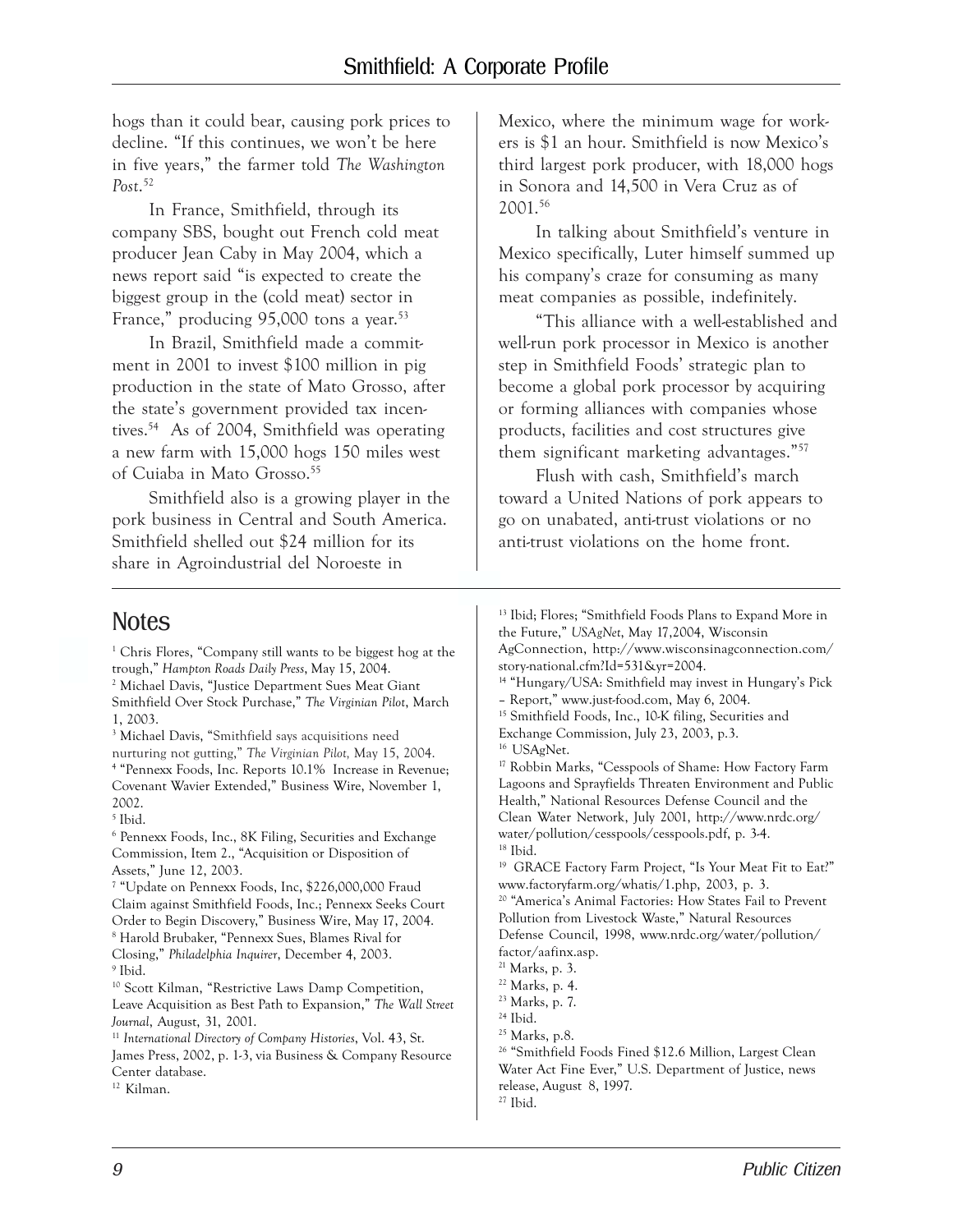hogs than it could bear, causing pork prices to decline. "If this continues, we won't be here in five years," the farmer told *The Washington Post*.[52]

In France, Smithfield, through its company SBS, bought out French cold meat producer Jean Caby in May 2004, which a news report said "is expected to create the biggest group in the (cold meat) sector in France," producing 95,000 tons a year.[53]

In Brazil, Smithfield made a commitment in 2001 to invest $100 million in pig production in the state of Mato Grosso, after the state's government provided tax incentives.[54] As of 2004, Smithfield was operating a new farm with 15,000 hogs 150 miles west of Cuiaba in Mato Grosso.[55]

Smithfield also is a growing player in the pork business in Central and South America. Smithfield shelled out $24 million for its share in Agroindustrial del Noroeste in Mexico, where the minimum wage for workers is $1 an hour. Smithfield is now Mexico's third largest pork producer, with 18,000 hogs in Sonora and 14,500 in Vera Cruz as of 2001.[56]

In talking about Smithfield's venture in Mexico specifically, Luter himself summed up his company's craze for consuming as many meat companies as possible, indefinitely.

"This alliance with a well-established and well-run pork processor in Mexico is another step in Smithfield Foods' strategic plan to become a global pork processor by acquiring or forming alliances with companies whose products, facilities and cost structures give them significant marketing advantages."[57]

Flush with cash, Smithfield's march toward a United Nations of pork appears to go on unabated, anti-trust violations or no anti-trust violations on the home front.

## Notes

[1] Chris Flores, "Company still wants to be biggest hog at the trough," *Hampton Roads Daily Press*, May 15, 2004.
[2] Michael Davis, "Justice Department Sues Meat Giant Smithfield Over Stock Purchase," *The Virginian Pilot*, March 1, 2003.
[3] Michael Davis, "Smithfield says acquisitions need nurturing not gutting," *The Virginian Pilot,* May 15, 2004.
[4] "Pennexx Foods, Inc. Reports 10.1% Increase in Revenue; Covenant Wavier Extended," Business Wire, November 1, 2002.
[5] Ibid.
[6] Pennexx Foods, Inc., 8K Filing, Securities and Exchange Commission, Item 2., "Acquisition or Disposition of Assets," June 12, 2003.
[7] "Update on Pennexx Foods, Inc, $226,000,000 Fraud Claim against Smithfield Foods, Inc.; Pennexx Seeks Court Order to Begin Discovery," Business Wire, May 17, 2004.
[8] Harold Brubaker, "Pennexx Sues, Blames Rival for Closing," *Philadelphia Inquirer*, December 4, 2003.
[9] Ibid.
[10] Scott Kilman, "Restrictive Laws Damp Competition, Leave Acquisition as Best Path to Expansion," *The Wall Street Journal*, August, 31, 2001.
[11] *International Directory of Company Histories*, Vol. 43, St. James Press, 2002, p. 1-3, via Business & Company Resource Center database.
[12] Kilman.
[13] Ibid; Flores; "Smithfield Foods Plans to Expand More in the Future," *USAgNet*, May 17,2004, Wisconsin AgConnection, http://www.wisconsinagconnection.com/story-national.cfm?Id=531&yr=2004.
[14] "Hungary/USA: Smithfield may invest in Hungary's Pick – Report," www.just-food.com, May 6, 2004.
[15] Smithfield Foods, Inc., 10-K filing, Securities and Exchange Commission, July 23, 2003, p.3.
[16] USAgNet.
[17] Robbin Marks, "Cesspools of Shame: How Factory Farm Lagoons and Sprayfields Threaten Environment and Public Health," National Resources Defense Council and the Clean Water Network, July 2001, http://www.nrdc.org/water/pollution/cesspools/cesspools.pdf, p. 3-4.
[18] Ibid.
[19] GRACE Factory Farm Project, "Is Your Meat Fit to Eat?" www.factoryfarm.org/whatis/1.php, 2003, p. 3.
[20] "America's Animal Factories: How States Fail to Prevent Pollution from Livestock Waste," Natural Resources Defense Council, 1998, www.nrdc.org/water/pollution/factor/aafinx.asp.
[21] Marks, p. 3.
[22] Marks, p. 4.
[23] Marks, p. 7.
[24] Ibid.
[25] Marks, p.8.
[26] "Smithfield Foods Fined $12.6 Million, Largest Clean Water Act Fine Ever," U.S. Department of Justice, news release, August 8, 1997.
[27] Ibid.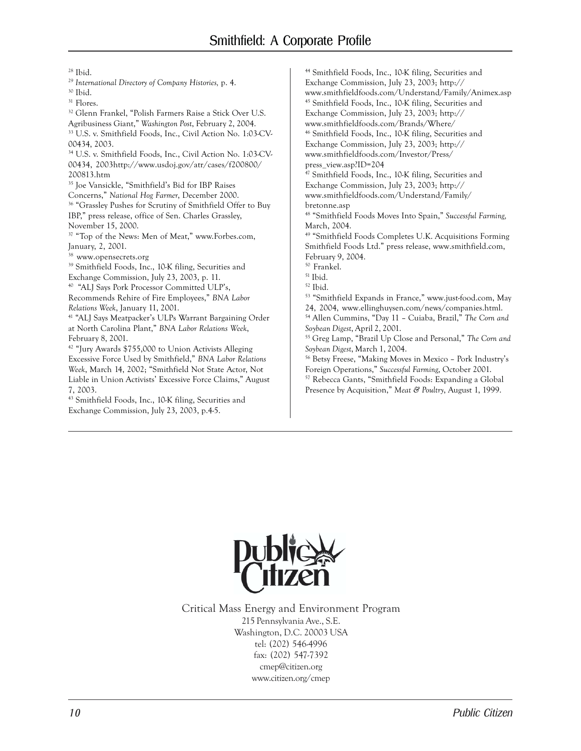[28] Ibid.

[29] *International Directory of Company Histories*, p. 4.

[30] Ibid.

[31] Flores.

[32] Glenn Frankel, "Polish Farmers Raise a Stick Over U.S. Agribusiness Giant," *Washington Post*, February 2, 2004.

[33] U.S. v. Smithfield Foods, Inc., Civil Action No. 1:03-CV-00434, 2003.

[34] U.S. v. Smithfield Foods, Inc., Civil Action No. 1:03-CV-00434, 2003http://www.usdoj.gov/atr/cases/f200800/200813.htm

[35] Joe Vansickle, "Smithfield's Bid for IBP Raises Concerns," *National Hog Farmer*, December 2000.

[36] "Grassley Pushes for Scrutiny of Smithfield Offer to Buy IBP," press release, office of Sen. Charles Grassley, November 15, 2000.

[37] "Top of the News: Men of Meat," www.Forbes.com, January, 2, 2001.

[38] www.opensecrets.org

[39] Smithfield Foods, Inc., 10-K filing, Securities and Exchange Commission, July 23, 2003, p. 11.

[40] "ALJ Says Pork Processor Committed ULP's, Recommends Rehire of Fire Employees," *BNA Labor Relations Week*, January 11, 2001.

[41] "ALJ Says Meatpacker's ULPs Warrant Bargaining Order at North Carolina Plant," *BNA Labor Relations Week*, February 8, 2001.

[42] "Jury Awards $755,000 to Union Activists Alleging Excessive Force Used by Smithfield," *BNA Labor Relations Week*, March 14, 2002; "Smithfield Not State Actor, Not Liable in Union Activists' Excessive Force Claims," August 7, 2003.

[43] Smithfield Foods, Inc., 10-K filing, Securities and Exchange Commission, July 23, 2003, p.4-5.

[44] Smithfield Foods, Inc., 10-K filing, Securities and Exchange Commission, July 23, 2003; http://www.smithfieldfoods.com/Understand/Family/Animex.asp

[45] Smithfield Foods, Inc., 10-K filing, Securities and Exchange Commission, July 23, 2003; http://www.smithfieldfoods.com/Brands/Where/

[46] Smithfield Foods, Inc., 10-K filing, Securities and Exchange Commission, July 23, 2003; http://www.smithfieldfoods.com/Investor/Press/press_view.asp?ID=204

[47] Smithfield Foods, Inc., 10-K filing, Securities and Exchange Commission, July 23, 2003; http://www.smithfieldfoods.com/Understand/Family/bretonne.asp

[48] "Smithfield Foods Moves Into Spain," *Successful Farming*, March, 2004.

[49] "Smithfield Foods Completes U.K. Acquisitions Forming Smithfield Foods Ltd." press release, www.smithfield.com, February 9, 2004.

[50] Frankel.

[51] Ibid.

[52] Ibid.

[53] "Smithfield Expands in France," www.just-food.com, May 24, 2004, www.ellinghuysen.com/news/companies.html.

[54] Allen Cummins, "Day 11 – Cuiaba, Brazil," *The Corn and Soybean Digest*, April 2, 2001.

[55] Greg Lamp, "Brazil Up Close and Personal," *The Corn and Soybean Digest*, March 1, 2004.

[56] Betsy Freese, "Making Moves in Mexico – Pork Industry's Foreign Operations," *Successful Farming*, October 2001.

[57] Rebecca Gants, "Smithfield Foods: Expanding a Global Presence by Acquisition," *Meat & Poultry*, August 1, 1999.

Public Citizen

Critical Mass Energy and Environment Program
215 Pennsylvania Ave., S.E.
Washington, D.C. 20003 USA
tel: (202) 546-4996
fax: (202) 547-7392
cmep@citizen.org
www.citizen.org/cmep